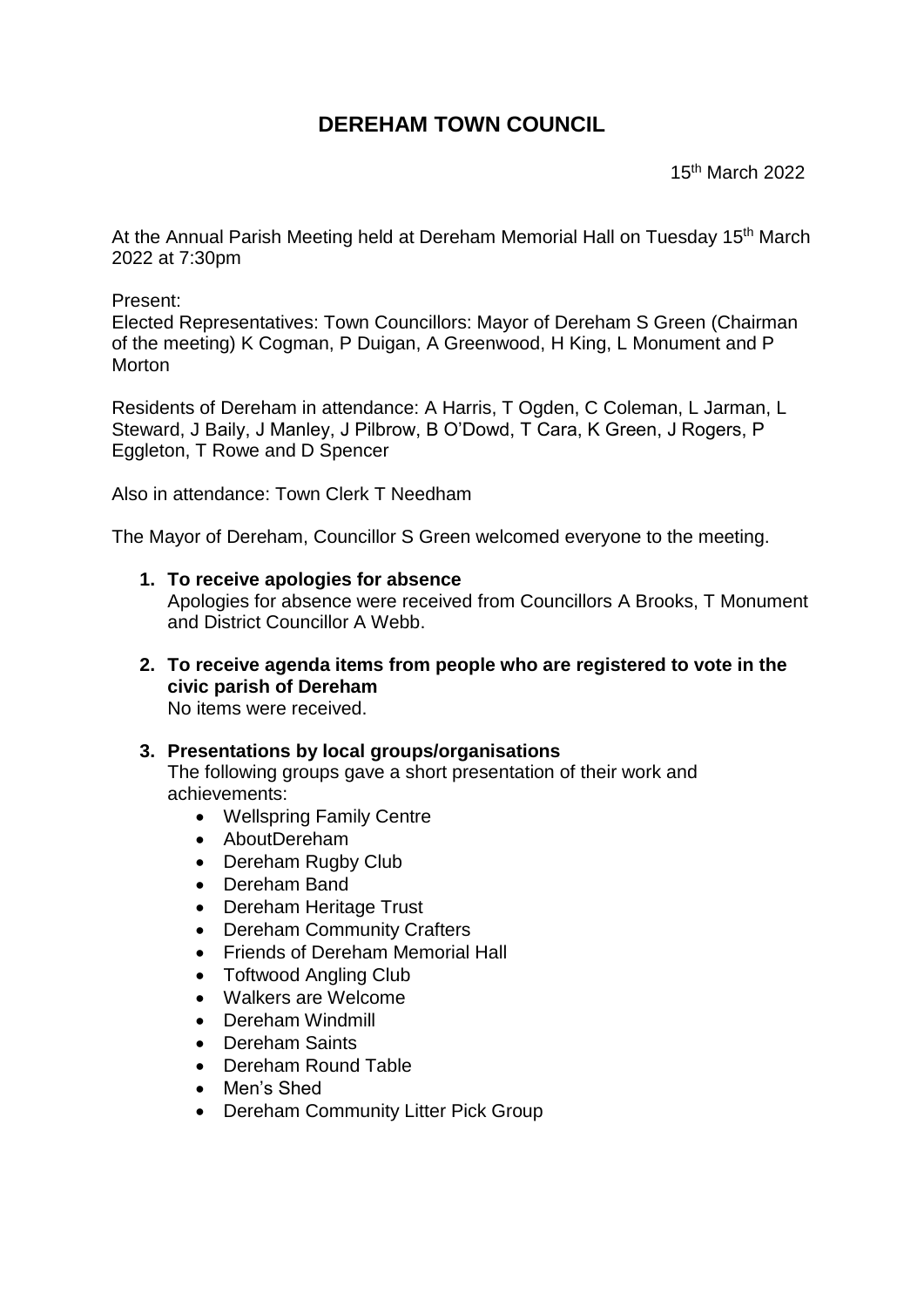# DEREHAM TOWN COUNCIL

15th March 2022

At the Annual Parish Meeting held at Dereham Memorial Hall on Tuesday 15th March 2022 at 7:30pm

Present:
Elected Representatives: Town Councillors: Mayor of Dereham S Green (Chairman of the meeting) K Cogman, P Duigan, A Greenwood, H King, L Monument and P Morton

Residents of Dereham in attendance: A Harris, T Ogden, C Coleman, L Jarman, L Steward, J Baily, J Manley, J Pilbrow, B O'Dowd, T Cara, K Green, J Rogers, P Eggleton, T Rowe and D Spencer

Also in attendance: Town Clerk T Needham

The Mayor of Dereham, Councillor S Green welcomed everyone to the meeting.

1. **To receive apologies for absence**
   Apologies for absence were received from Councillors A Brooks, T Monument and District Councillor A Webb.

2. **To receive agenda items from people who are registered to vote in the civic parish of Dereham**
   No items were received.

3. **Presentations by local groups/organisations**
   The following groups gave a short presentation of their work and achievements:
   - Wellspring Family Centre
   - AboutDereham
   - Dereham Rugby Club
   - Dereham Band
   - Dereham Heritage Trust
   - Dereham Community Crafters
   - Friends of Dereham Memorial Hall
   - Toftwood Angling Club
   - Walkers are Welcome
   - Dereham Windmill
   - Dereham Saints
   - Dereham Round Table
   - Men's Shed
   - Dereham Community Litter Pick Group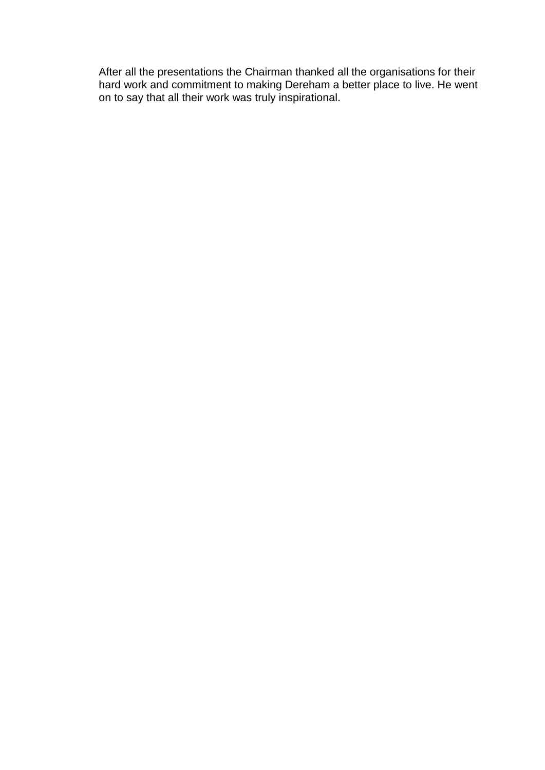After all the presentations the Chairman thanked all the organisations for their hard work and commitment to making Dereham a better place to live. He went on to say that all their work was truly inspirational.